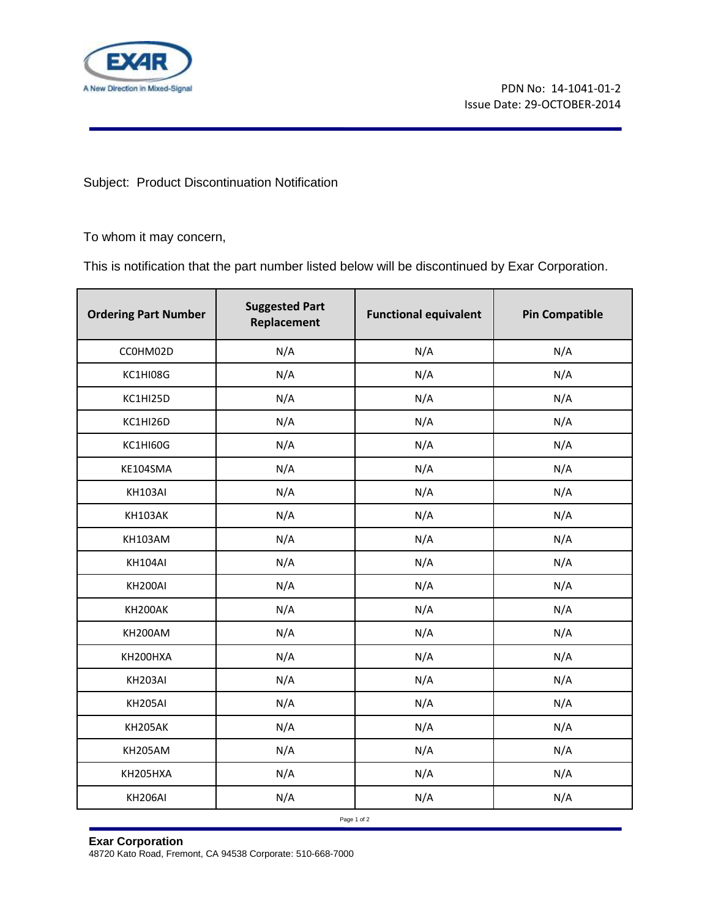EXAR

A New Direction in Mixed-Signal

PDN No: 14-1041-01-2
Issue Date: 29-OCTOBER-2014

Subject: Product Discontinuation Notification

To whom it may concern,

This is notification that the part number listed below will be discontinued by Exar Corporation.

| Ordering Part Number | Suggested Part Replacement | Functional equivalent | Pin Compatible |
|---|---|---|---|
| CC0HM02D | N/A | N/A | N/A |
| KC1HI08G | N/A | N/A | N/A |
| KC1HI25D | N/A | N/A | N/A |
| KC1HI26D | N/A | N/A | N/A |
| KC1HI60G | N/A | N/A | N/A |
| KE104SMA | N/A | N/A | N/A |
| KH103AI | N/A | N/A | N/A |
| KH103AK | N/A | N/A | N/A |
| KH103AM | N/A | N/A | N/A |
| KH104AI | N/A | N/A | N/A |
| KH200AI | N/A | N/A | N/A |
| KH200AK | N/A | N/A | N/A |
| KH200AM | N/A | N/A | N/A |
| KH200HXA | N/A | N/A | N/A |
| KH203AI | N/A | N/A | N/A |
| KH205AI | N/A | N/A | N/A |
| KH205AK | N/A | N/A | N/A |
| KH205AM | N/A | N/A | N/A |
| KH205HXA | N/A | N/A | N/A |
| KH206AI | N/A | N/A | N/A |

**Exar Corporation**
48720 Kato Road, Fremont, CA 94538 Corporate: 510-668-7000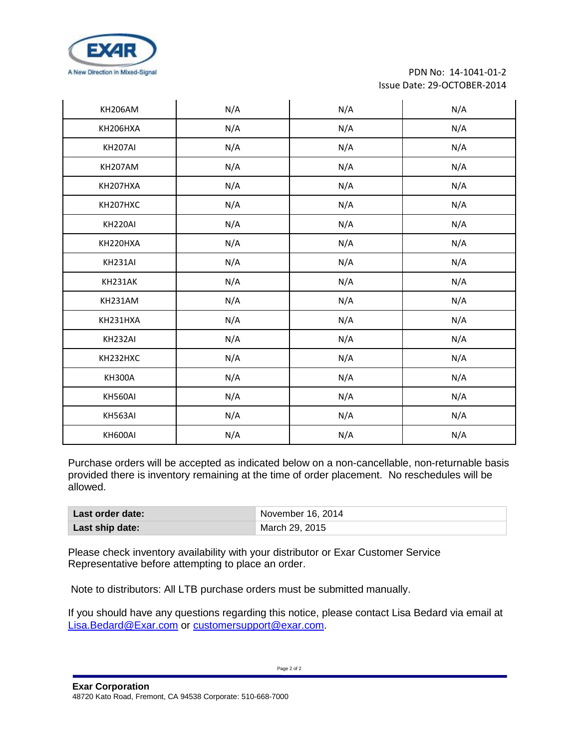PDN No: 14-1041-01-2
Issue Date: 29-OCTOBER-2014

| | | | |
|---|---|---|---|
| KH206AM | N/A | N/A | N/A |
| KH206HXA | N/A | N/A | N/A |
| KH207AI | N/A | N/A | N/A |
| KH207AM | N/A | N/A | N/A |
| KH207HXA | N/A | N/A | N/A |
| KH207HXC | N/A | N/A | N/A |
| KH220AI | N/A | N/A | N/A |
| KH220HXA | N/A | N/A | N/A |
| KH231AI | N/A | N/A | N/A |
| KH231AK | N/A | N/A | N/A |
| KH231AM | N/A | N/A | N/A |
| KH231HXA | N/A | N/A | N/A |
| KH232AI | N/A | N/A | N/A |
| KH232HXC | N/A | N/A | N/A |
| KH300A | N/A | N/A | N/A |
| KH560AI | N/A | N/A | N/A |
| KH563AI | N/A | N/A | N/A |
| KH600AI | N/A | N/A | N/A |

Purchase orders will be accepted as indicated below on a non-cancellable, non-returnable basis provided there is inventory remaining at the time of order placement. No reschedules will be allowed.

| | |
|---|---|
| **Last order date:** | November 16, 2014 |
| **Last ship date:** | March 29, 2015 |

Please check inventory availability with your distributor or Exar Customer Service Representative before attempting to place an order.

Note to distributors: All LTB purchase orders must be submitted manually.

If you should have any questions regarding this notice, please contact Lisa Bedard via email at Lisa.Bedard@Exar.com or customersupport@exar.com.

**Exar Corporation**
48720 Kato Road, Fremont, CA 94538 Corporate: 510-668-7000